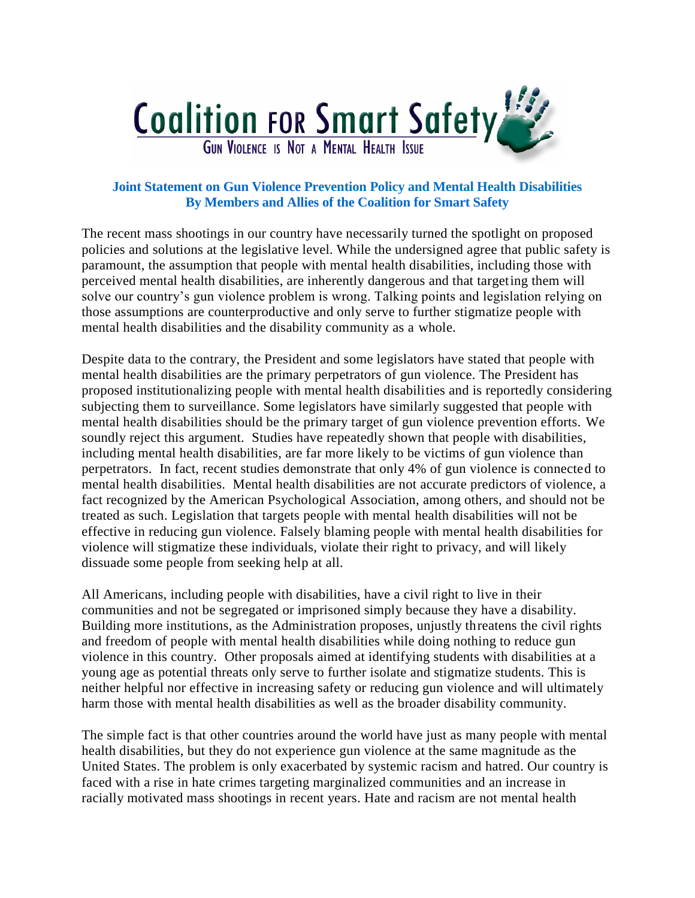# Coalition FOR Smart Safety

GUN VIOLENCE IS NOT A MENTAL HEALTH ISSUE

## Joint Statement on Gun Violence Prevention Policy and Mental Health Disabilities By Members and Allies of the Coalition for Smart Safety

The recent mass shootings in our country have necessarily turned the spotlight on proposed policies and solutions at the legislative level. While the undersigned agree that public safety is paramount, the assumption that people with mental health disabilities, including those with perceived mental health disabilities, are inherently dangerous and that targeting them will solve our country's gun violence problem is wrong. Talking points and legislation relying on those assumptions are counterproductive and only serve to further stigmatize people with mental health disabilities and the disability community as a whole.

Despite data to the contrary, the President and some legislators have stated that people with mental health disabilities are the primary perpetrators of gun violence. The President has proposed institutionalizing people with mental health disabilities and is reportedly considering subjecting them to surveillance. Some legislators have similarly suggested that people with mental health disabilities should be the primary target of gun violence prevention efforts. We soundly reject this argument. Studies have repeatedly shown that people with disabilities, including mental health disabilities, are far more likely to be victims of gun violence than perpetrators. In fact, recent studies demonstrate that only 4% of gun violence is connected to mental health disabilities. Mental health disabilities are not accurate predictors of violence, a fact recognized by the American Psychological Association, among others, and should not be treated as such. Legislation that targets people with mental health disabilities will not be effective in reducing gun violence. Falsely blaming people with mental health disabilities for violence will stigmatize these individuals, violate their right to privacy, and will likely dissuade some people from seeking help at all.

All Americans, including people with disabilities, have a civil right to live in their communities and not be segregated or imprisoned simply because they have a disability. Building more institutions, as the Administration proposes, unjustly threatens the civil rights and freedom of people with mental health disabilities while doing nothing to reduce gun violence in this country. Other proposals aimed at identifying students with disabilities at a young age as potential threats only serve to further isolate and stigmatize students. This is neither helpful nor effective in increasing safety or reducing gun violence and will ultimately harm those with mental health disabilities as well as the broader disability community.

The simple fact is that other countries around the world have just as many people with mental health disabilities, but they do not experience gun violence at the same magnitude as the United States. The problem is only exacerbated by systemic racism and hatred. Our country is faced with a rise in hate crimes targeting marginalized communities and an increase in racially motivated mass shootings in recent years. Hate and racism are not mental health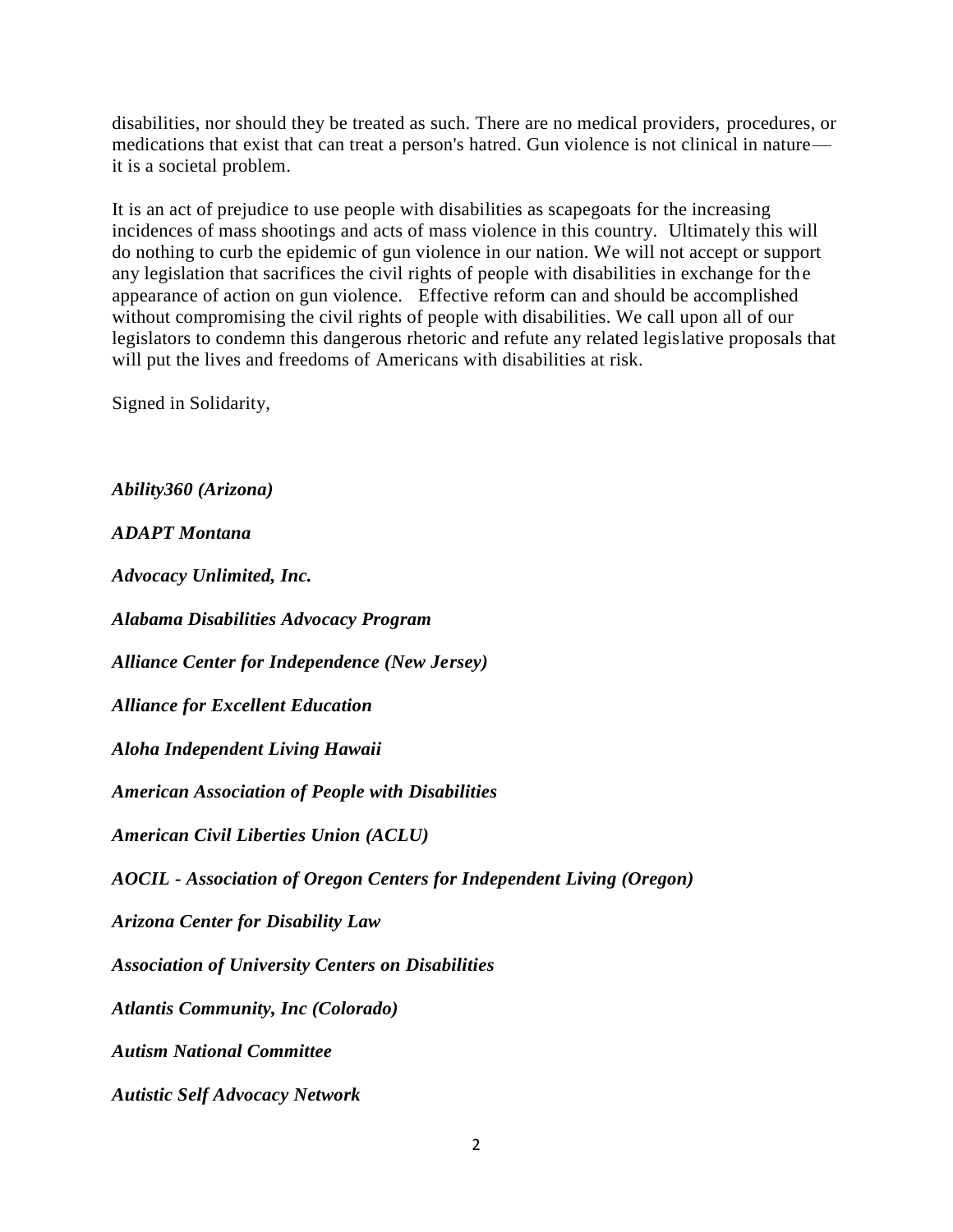disabilities, nor should they be treated as such. There are no medical providers, procedures, or medications that exist that can treat a person's hatred. Gun violence is not clinical in nature— it is a societal problem.

It is an act of prejudice to use people with disabilities as scapegoats for the increasing incidences of mass shootings and acts of mass violence in this country. Ultimately this will do nothing to curb the epidemic of gun violence in our nation. We will not accept or support any legislation that sacrifices the civil rights of people with disabilities in exchange for the appearance of action on gun violence. Effective reform can and should be accomplished without compromising the civil rights of people with disabilities. We call upon all of our legislators to condemn this dangerous rhetoric and refute any related legislative proposals that will put the lives and freedoms of Americans with disabilities at risk.

Signed in Solidarity,

***Ability360 (Arizona)***

***ADAPT Montana***

***Advocacy Unlimited, Inc.***

***Alabama Disabilities Advocacy Program***

***Alliance Center for Independence (New Jersey)***

***Alliance for Excellent Education***

***Aloha Independent Living Hawaii***

***American Association of People with Disabilities***

***American Civil Liberties Union (ACLU)***

***AOCIL - Association of Oregon Centers for Independent Living (Oregon)***

***Arizona Center for Disability Law***

***Association of University Centers on Disabilities***

***Atlantis Community, Inc (Colorado)***

***Autism National Committee***

***Autistic Self Advocacy Network***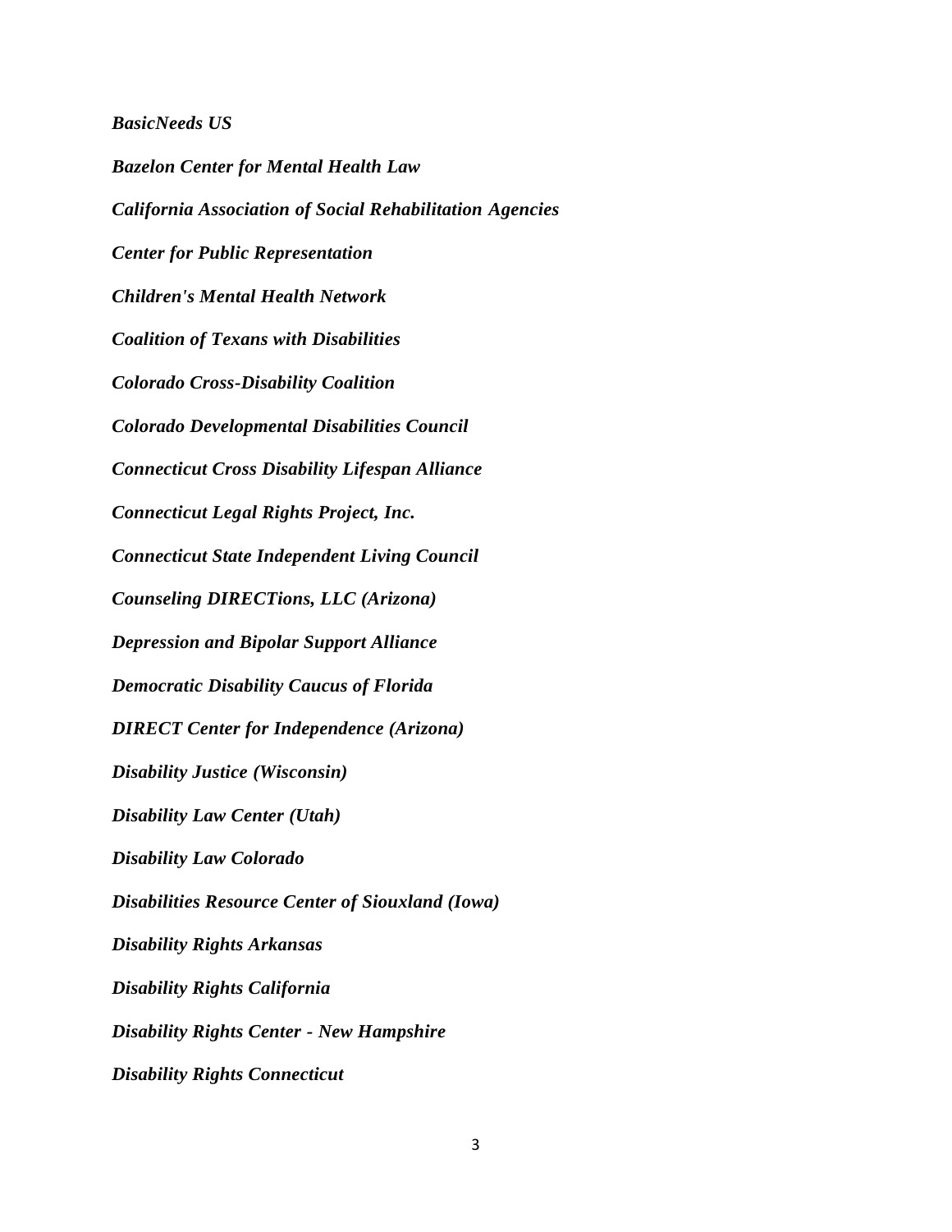***BasicNeeds US***

***Bazelon Center for Mental Health Law***

***California Association of Social Rehabilitation Agencies***

***Center for Public Representation***

***Children's Mental Health Network***

***Coalition of Texans with Disabilities***

***Colorado Cross-Disability Coalition***

***Colorado Developmental Disabilities Council***

***Connecticut Cross Disability Lifespan Alliance***

***Connecticut Legal Rights Project, Inc.***

***Connecticut State Independent Living Council***

***Counseling DIRECTions, LLC (Arizona)***

***Depression and Bipolar Support Alliance***

***Democratic Disability Caucus of Florida***

***DIRECT Center for Independence (Arizona)***

***Disability Justice (Wisconsin)***

***Disability Law Center (Utah)***

***Disability Law Colorado***

***Disabilities Resource Center of Siouxland (Iowa)***

***Disability Rights Arkansas***

***Disability Rights California***

***Disability Rights Center - New Hampshire***

***Disability Rights Connecticut***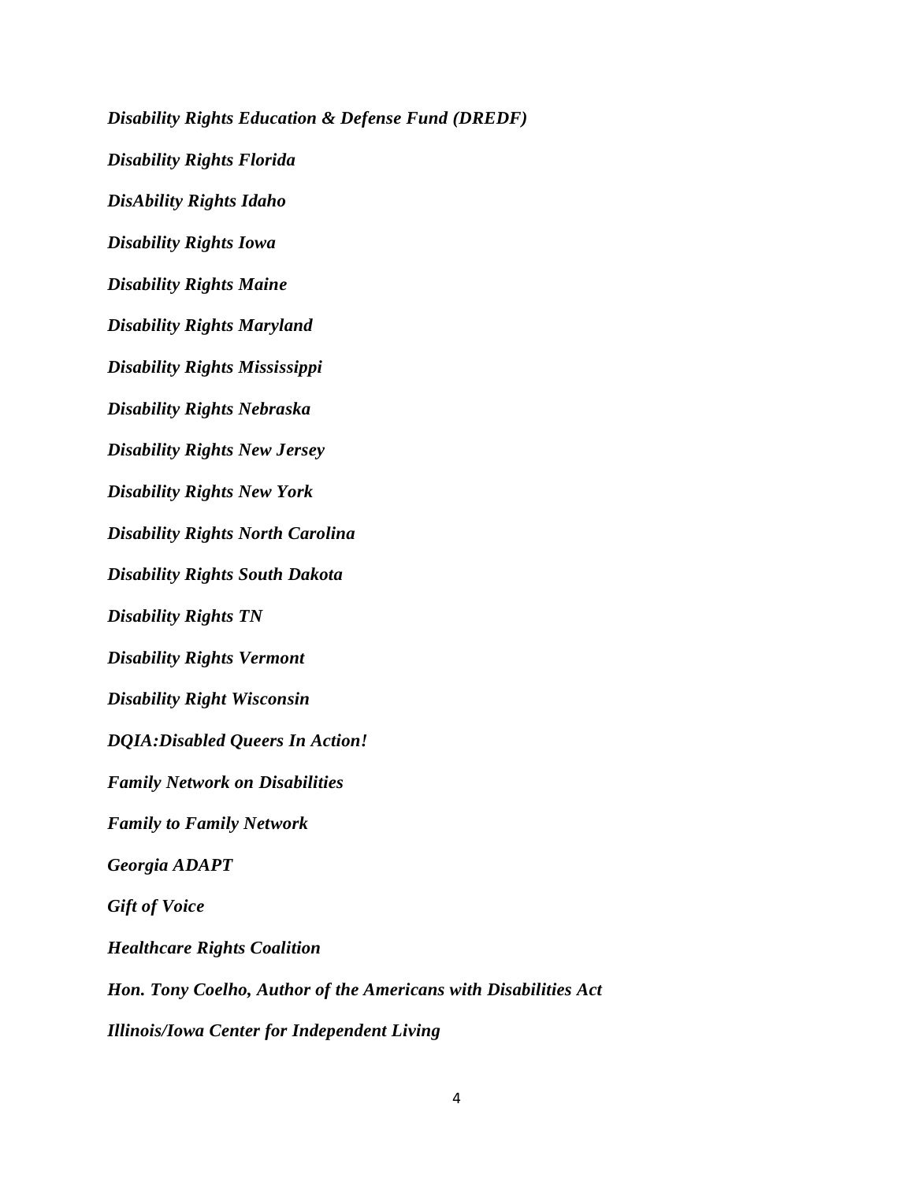*Disability Rights Education & Defense Fund (DREDF)*

*Disability Rights Florida*

*DisAbility Rights Idaho*

*Disability Rights Iowa*

*Disability Rights Maine*

*Disability Rights Maryland*

*Disability Rights Mississippi*

*Disability Rights Nebraska*

*Disability Rights New Jersey*

*Disability Rights New York*

*Disability Rights North Carolina*

*Disability Rights South Dakota*

*Disability Rights TN*

*Disability Rights Vermont*

*Disability Right Wisconsin*

*DQIA:Disabled Queers In Action!*

*Family Network on Disabilities*

*Family to Family Network*

*Georgia ADAPT*

*Gift of Voice*

*Healthcare Rights Coalition*

*Hon. Tony Coelho, Author of the Americans with Disabilities Act*

*Illinois/Iowa Center for Independent Living*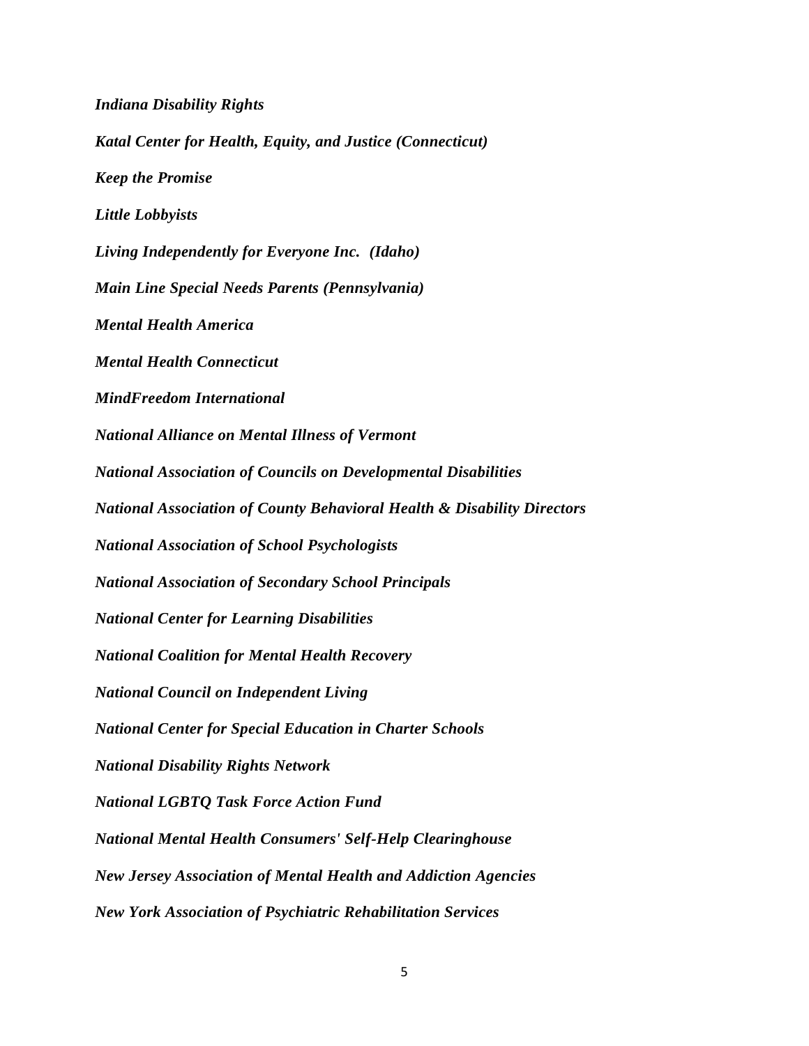***Indiana Disability Rights***

***Katal Center for Health, Equity, and Justice (Connecticut)***

***Keep the Promise***

***Little Lobbyists***

***Living Independently for Everyone Inc. (Idaho)***

***Main Line Special Needs Parents (Pennsylvania)***

***Mental Health America***

***Mental Health Connecticut***

***MindFreedom International***

***National Alliance on Mental Illness of Vermont***

***National Association of Councils on Developmental Disabilities***

***National Association of County Behavioral Health & Disability Directors***

***National Association of School Psychologists***

***National Association of Secondary School Principals***

***National Center for Learning Disabilities***

***National Coalition for Mental Health Recovery***

***National Council on Independent Living***

***National Center for Special Education in Charter Schools***

***National Disability Rights Network***

***National LGBTQ Task Force Action Fund***

***National Mental Health Consumers' Self-Help Clearinghouse***

***New Jersey Association of Mental Health and Addiction Agencies***

***New York Association of Psychiatric Rehabilitation Services***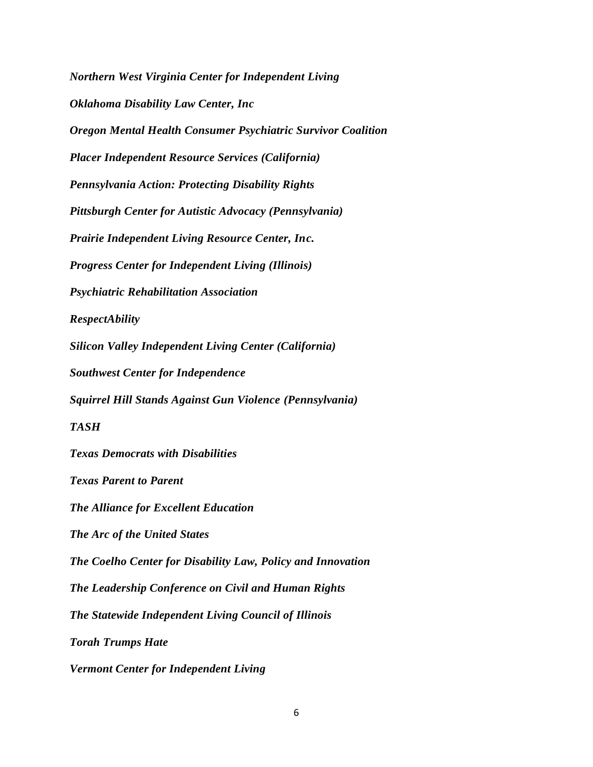***Northern West Virginia Center for Independent Living***

***Oklahoma Disability Law Center, Inc***

***Oregon Mental Health Consumer Psychiatric Survivor Coalition***

***Placer Independent Resource Services (California)***

***Pennsylvania Action: Protecting Disability Rights***

***Pittsburgh Center for Autistic Advocacy (Pennsylvania)***

***Prairie Independent Living Resource Center, Inc.***

***Progress Center for Independent Living (Illinois)***

***Psychiatric Rehabilitation Association***

***RespectAbility***

***Silicon Valley Independent Living Center (California)***

***Southwest Center for Independence***

***Squirrel Hill Stands Against Gun Violence (Pennsylvania)***

***TASH***

***Texas Democrats with Disabilities***

***Texas Parent to Parent***

***The Alliance for Excellent Education***

***The Arc of the United States***

***The Coelho Center for Disability Law, Policy and Innovation***

***The Leadership Conference on Civil and Human Rights***

***The Statewide Independent Living Council of Illinois***

***Torah Trumps Hate***

***Vermont Center for Independent Living***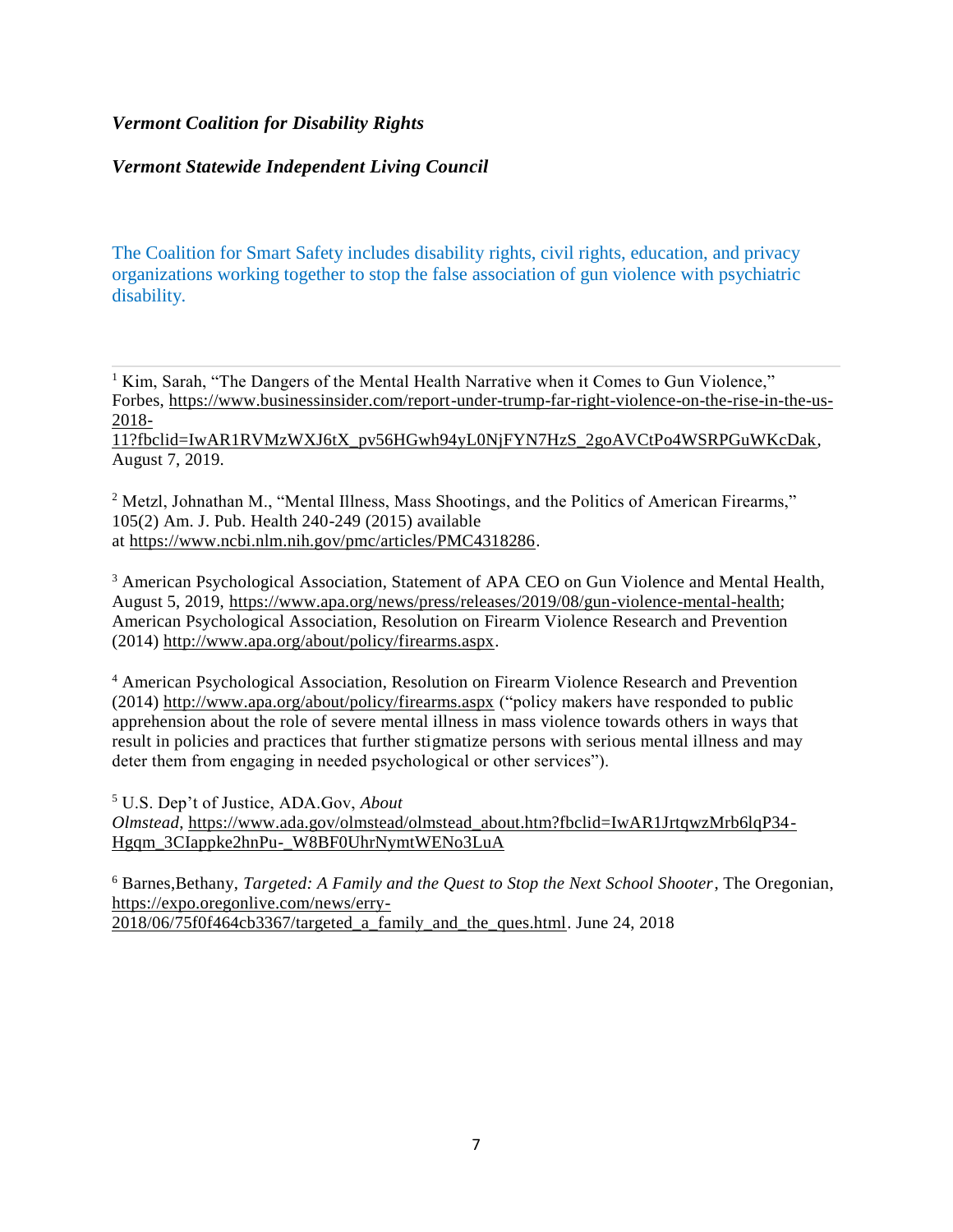***Vermont Coalition for Disability Rights***

***Vermont Statewide Independent Living Council***

The Coalition for Smart Safety includes disability rights, civil rights, education, and privacy organizations working together to stop the false association of gun violence with psychiatric disability.

---

[1] Kim, Sarah, "The Dangers of the Mental Health Narrative when it Comes to Gun Violence," Forbes, https://www.businessinsider.com/report-under-trump-far-right-violence-on-the-rise-in-the-us-2018-11?fbclid=IwAR1RVMzWXJ6tX_pv56HGwh94yL0NjFYN7HzS_2goAVCtPo4WSRPGuWKcDak, August 7, 2019.

[2] Metzl, Johnathan M., "Mental Illness, Mass Shootings, and the Politics of American Firearms," 105(2) Am. J. Pub. Health 240-249 (2015) available at https://www.ncbi.nlm.nih.gov/pmc/articles/PMC4318286.

[3] American Psychological Association, Statement of APA CEO on Gun Violence and Mental Health, August 5, 2019, https://www.apa.org/news/press/releases/2019/08/gun-violence-mental-health; American Psychological Association, Resolution on Firearm Violence Research and Prevention (2014) http://www.apa.org/about/policy/firearms.aspx.

[4] American Psychological Association, Resolution on Firearm Violence Research and Prevention (2014) http://www.apa.org/about/policy/firearms.aspx ("policy makers have responded to public apprehension about the role of severe mental illness in mass violence towards others in ways that result in policies and practices that further stigmatize persons with serious mental illness and may deter them from engaging in needed psychological or other services").

[5] U.S. Dep't of Justice, ADA.Gov, *About Olmstead*, https://www.ada.gov/olmstead/olmstead_about.htm?fbclid=IwAR1JrtqwzMrb6lqP34-Hgqm_3CIappke2hnPu-_W8BF0UhrNymtWENo3LuA

[6] Barnes,Bethany, *Targeted: A Family and the Quest to Stop the Next School Shooter*, The Oregonian, https://expo.oregonlive.com/news/erry-2018/06/75f0f464cb3367/targeted_a_family_and_the_ques.html. June 24, 2018